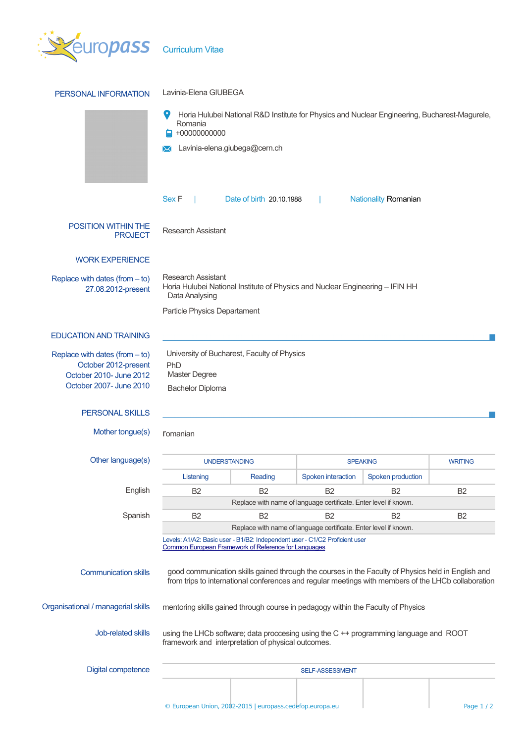# Curriculum Vitae

## PERSONAL INFORMATION

Lavinia-Elena GIUBEGA

Horia Hulubei National R&D Institute for Physics and Nuclear Engineering, Bucharest-Magurele, Romania

+00000000000

Lavinia-elena.giubega@cern.ch

Sex F | Date of birth 20.10.1988 | Nationality Romanian

## POSITION WITHIN THE PROJECT

Research Assistant

## WORK EXPERIENCE

Replace with dates (from – to)
27.08.2012-present

Research Assistant
Horia Hulubei National Institute of Physics and Nuclear Engineering – IFIN HH
Data Analysing

Particle Physics Departament

## EDUCATION AND TRAINING

Replace with dates (from – to)

University of Bucharest, Faculty of Physics

October 2012-present — PhD

October 2010- June 2012 — Master Degree

October 2007- June 2010 — Bachelor Diploma

## PERSONAL SKILLS

Mother tongue(s): romanian

Other language(s)

| | UNDERSTANDING | | SPEAKING | | WRITING |
|---|---|---|---|---|---|
| | Listening | Reading | Spoken interaction | Spoken production | |
| English | B2 | B2 | B2 | B2 | B2 |
| | Replace with name of language certificate. Enter level if known. | | | | |
| Spanish | B2 | B2 | B2 | B2 | B2 |
| | Replace with name of language certificate. Enter level if known. | | | | |

Levels: A1/A2: Basic user - B1/B2: Independent user - C1/C2 Proficient user
Common European Framework of Reference for Languages

**Communication skills**

good communication skills gained through the courses in the Faculty of Physics held in English and from trips to international conferences and regular meetings with members of the LHCb collaboration

**Organisational / managerial skills**

mentoring skills gained through course in pedagogy within the Faculty of Physics

**Job-related skills**

using the LHCb software; data proccesing using the C ++ programming language and ROOT framework and interpretation of physical outcomes.

**Digital competence**

SELF-ASSESSMENT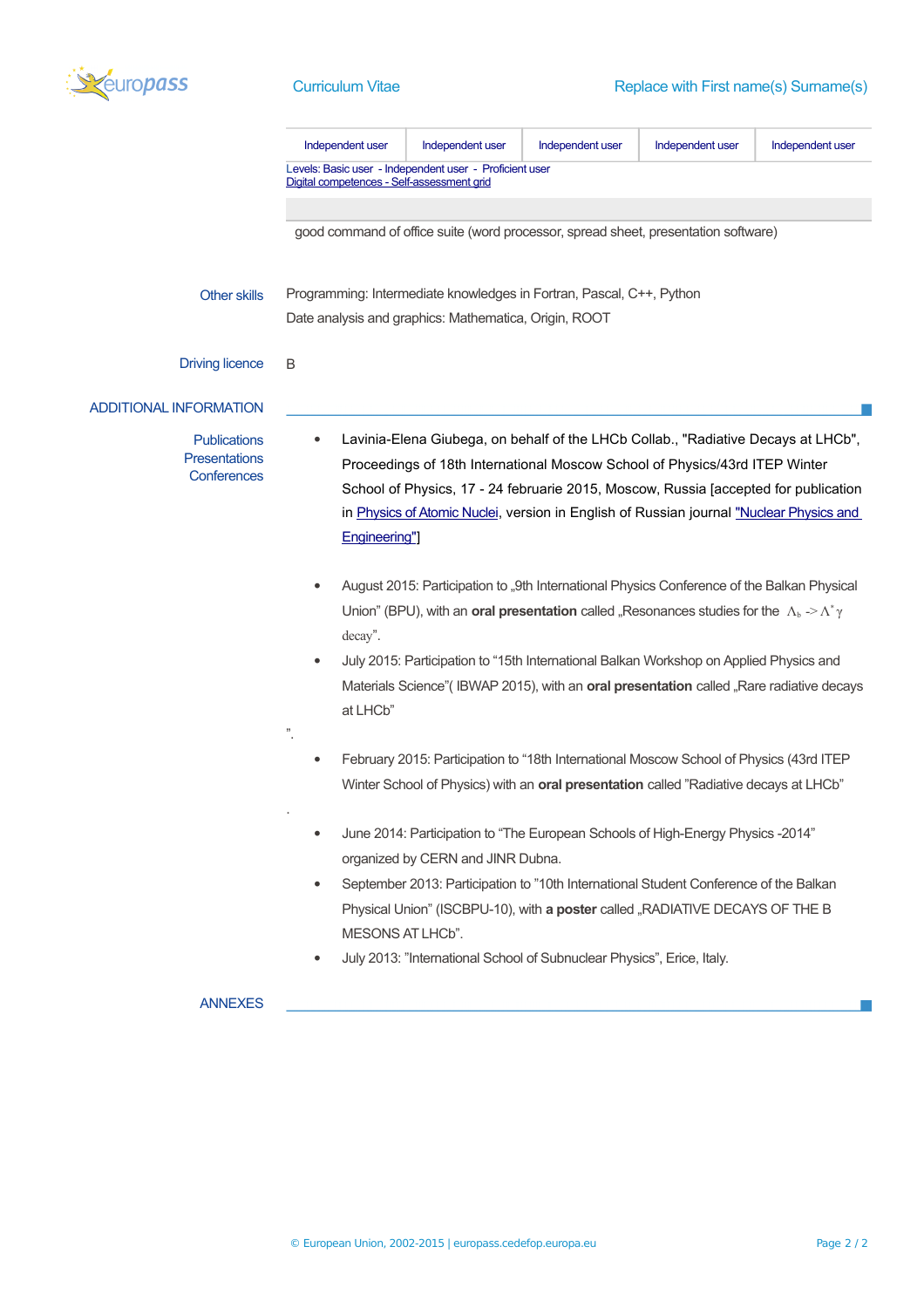| Independent user | Independent user | Independent user | Independent user | Independent user |
|---|---|---|---|---|

Levels: Basic user - Independent user - Proficient user
Digital competences - Self-assessment grid

good command of office suite (word processor, spread sheet, presentation software)

**Other skills**

Programming: Intermediate knowledges in Fortran, Pascal, C++, Python

Date analysis and graphics: Mathematica, Origin, ROOT

**Driving licence**

B

## ADDITIONAL INFORMATION

**Publications
Presentations
Conferences**

- Lavinia-Elena Giubega, on behalf of the LHCb Collab., "Radiative Decays at LHCb", Proceedings of 18th International Moscow School of Physics/43rd ITEP Winter School of Physics, 17 - 24 februarie 2015, Moscow, Russia [accepted for publication in Physics of Atomic Nuclei, version in English of Russian journal "Nuclear Physics and Engineering"]

- August 2015: Participation to „9th International Physics Conference of the Balkan Physical Union" (BPU), with an **oral presentation** called „Resonances studies for the $\Lambda_b \to \Lambda^* \gamma$ decay".
- July 2015: Participation to "15th International Balkan Workshop on Applied Physics and Materials Science"( IBWAP 2015), with an **oral presentation** called „Rare radiative decays at LHCb"

".

- February 2015: Participation to "18th International Moscow School of Physics (43rd ITEP Winter School of Physics) with an **oral presentation** called "Radiative decays at LHCb"

.

- June 2014: Participation to "The European Schools of High-Energy Physics -2014" organized by CERN and JINR Dubna.
- September 2013: Participation to "10th International Student Conference of the Balkan Physical Union" (ISCBPU-10), with **a poster** called „RADIATIVE DECAYS OF THE B MESONS AT LHCb".
- July 2013: "International School of Subnuclear Physics", Erice, Italy.

## ANNEXES